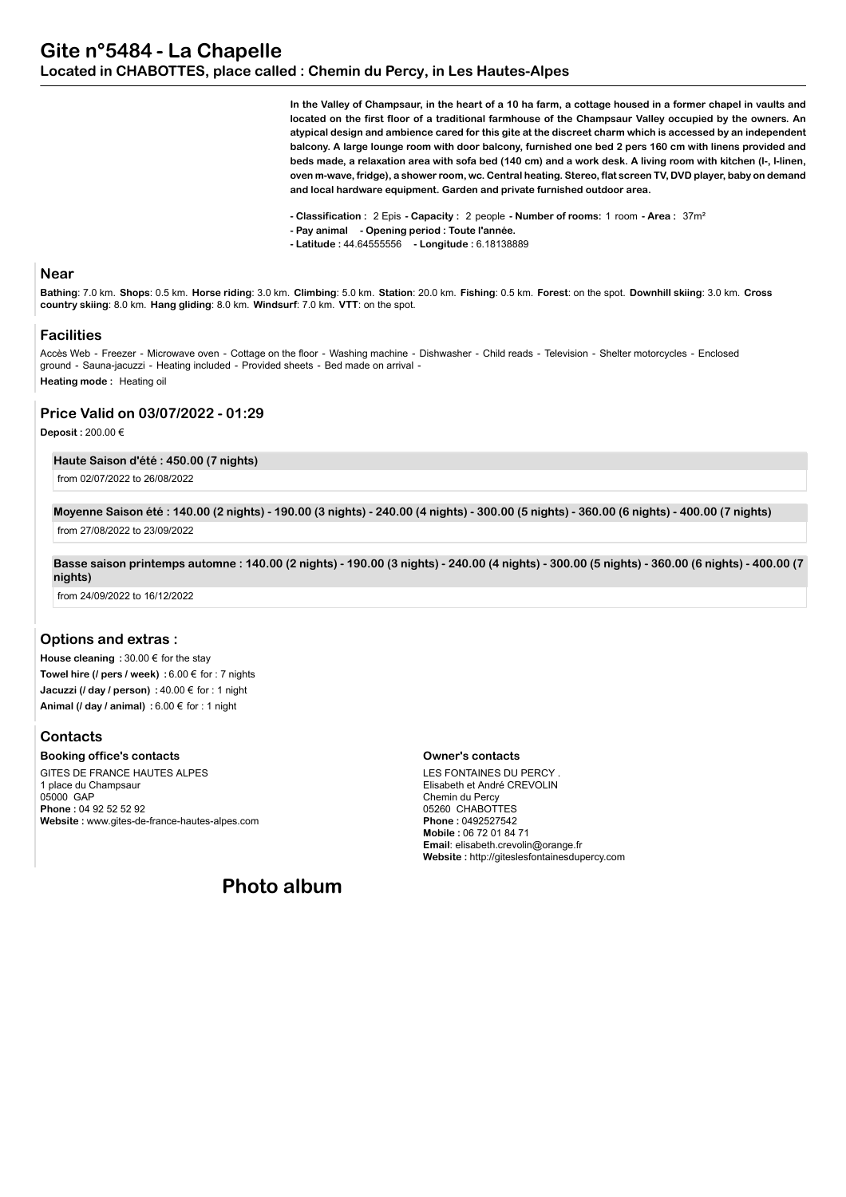# Gite n°5484 - La Chapelle

## Located in CHABOTTES, place called : Chemin du Percy, in Les Hautes-Alpes

**In the Valley of Champsaur, in the heart of a 10 ha farm, a cottage housed in a former chapel in vaults and located on the first floor of a traditional farmhouse of the Champsaur Valley occupied by the owners. An atypical design and ambience cared for this gite at the discreet charm which is accessed by an independent balcony. A large lounge room with door balcony, furnished one bed 2 pers 160 cm with linens provided and beds made, a relaxation area with sofa bed (140 cm) and a work desk. A living room with kitchen (l-, l-linen, oven m-wave, fridge), a shower room, wc. Central heating. Stereo, flat screen TV, DVD player, baby on demand and local hardware equipment. Garden and private furnished outdoor area.**

- **Classification :** 2 Epis **- Capacity :** 2 people **- Number of rooms:** 1 room **- Area :** 37m²
- **Pay animal - Opening period : Toute l'année.**
- **Latitude :** 44.64555556 **- Longitude :** 6.18138889

## Near

**Bathing**: 7.0 km. **Shops**: 0.5 km. **Horse riding**: 3.0 km. **Climbing**: 5.0 km. **Station**: 20.0 km. **Fishing**: 0.5 km. **Forest**: on the spot. **Downhill skiing**: 3.0 km. **Cross country skiing**: 8.0 km. **Hang gliding**: 8.0 km. **Windsurf**: 7.0 km. **VTT**: on the spot.

## Facilities

Accès Web - Freezer - Microwave oven - Cottage on the floor - Washing machine - Dishwasher - Child reads - Television - Shelter motorcycles - Enclosed ground - Sauna-jacuzzi - Heating included - Provided sheets - Bed made on arrival -

**Heating mode :** Heating oil

## Price Valid on 03/07/2022 - 01:29

**Deposit :** 200.00 €

**Haute Saison d'été : 450.00 (7 nights)**

from 02/07/2022 to 26/08/2022

**Moyenne Saison été : 140.00 (2 nights) - 190.00 (3 nights) - 240.00 (4 nights) - 300.00 (5 nights) - 360.00 (6 nights) - 400.00 (7 nights)**

from 27/08/2022 to 23/09/2022

**Basse saison printemps automne : 140.00 (2 nights) - 190.00 (3 nights) - 240.00 (4 nights) - 300.00 (5 nights) - 360.00 (6 nights) - 400.00 (7 nights)**

from 24/09/2022 to 16/12/2022

## Options and extras :

**House cleaning :** 30.00 € for the stay

**Towel hire (/ pers / week) :** 6.00 € for : 7 nights

**Jacuzzi (/ day / person) :** 40.00 € for : 1 night

**Animal (/ day / animal) :** 6.00 € for : 1 night

## Contacts

### Booking office's contacts

GITES DE FRANCE HAUTES ALPES
1 place du Champsaur
05000 GAP
**Phone :** 04 92 52 52 92
**Website :** www.gites-de-france-hautes-alpes.com

### Owner's contacts

LES FONTAINES DU PERCY .
Elisabeth et André CREVOLIN
Chemin du Percy
05260 CHABOTTES
**Phone :** 0492527542
**Mobile :** 06 72 01 84 71
**Email**: elisabeth.crevolin@orange.fr
**Website :** http://giteslesfontainesdupercy.com

## Photo album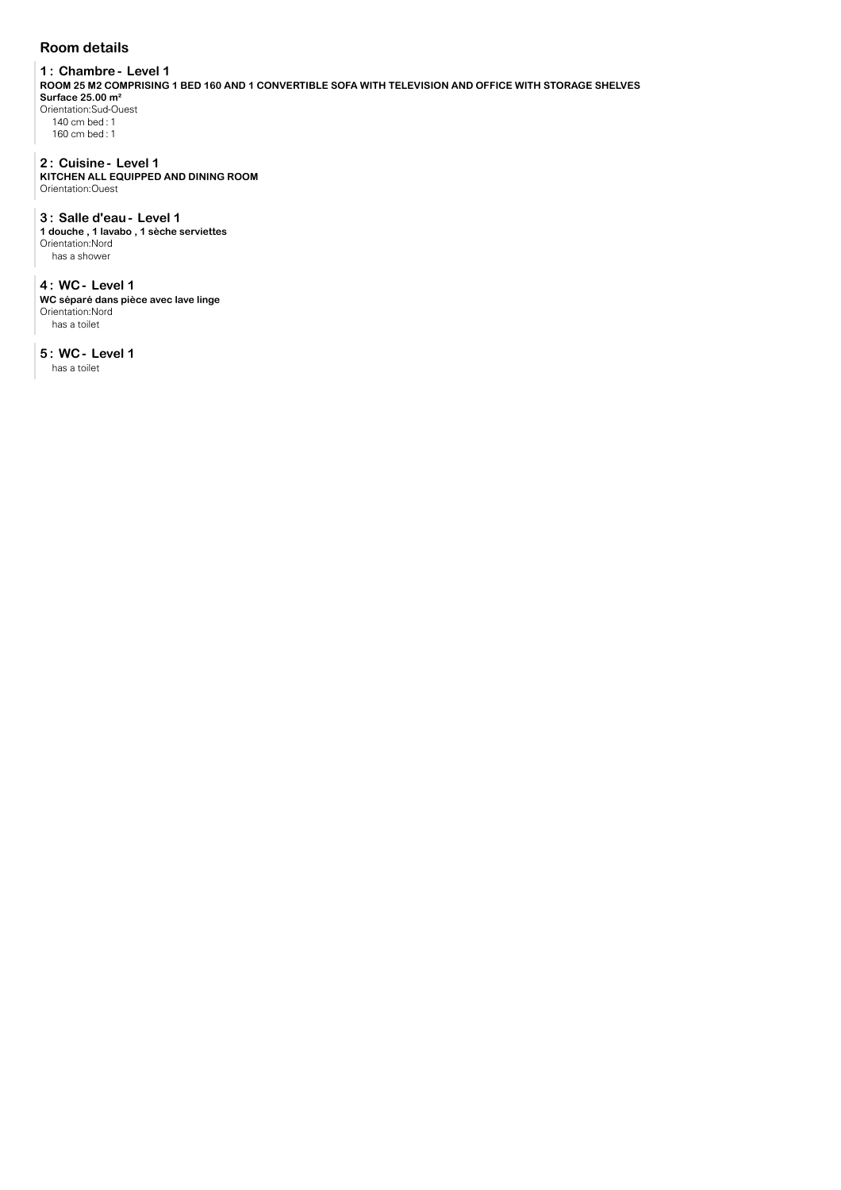## Room details

### 1 : Chambre - Level 1

**ROOM 25 M2 COMPRISING 1 BED 160 AND 1 CONVERTIBLE SOFA WITH TELEVISION AND OFFICE WITH STORAGE SHELVES**

**Surface 25.00 m²**

Orientation:Sud-Ouest

140 cm bed : 1

160 cm bed : 1

### 2 : Cuisine - Level 1

**KITCHEN ALL EQUIPPED AND DINING ROOM**

Orientation:Ouest

### 3 : Salle d'eau - Level 1

**1 douche , 1 lavabo , 1 sèche serviettes**

Orientation:Nord

has a shower

### 4 : WC - Level 1

**WC séparé dans pièce avec lave linge**

Orientation:Nord

has a toilet

### 5 : WC - Level 1

has a toilet